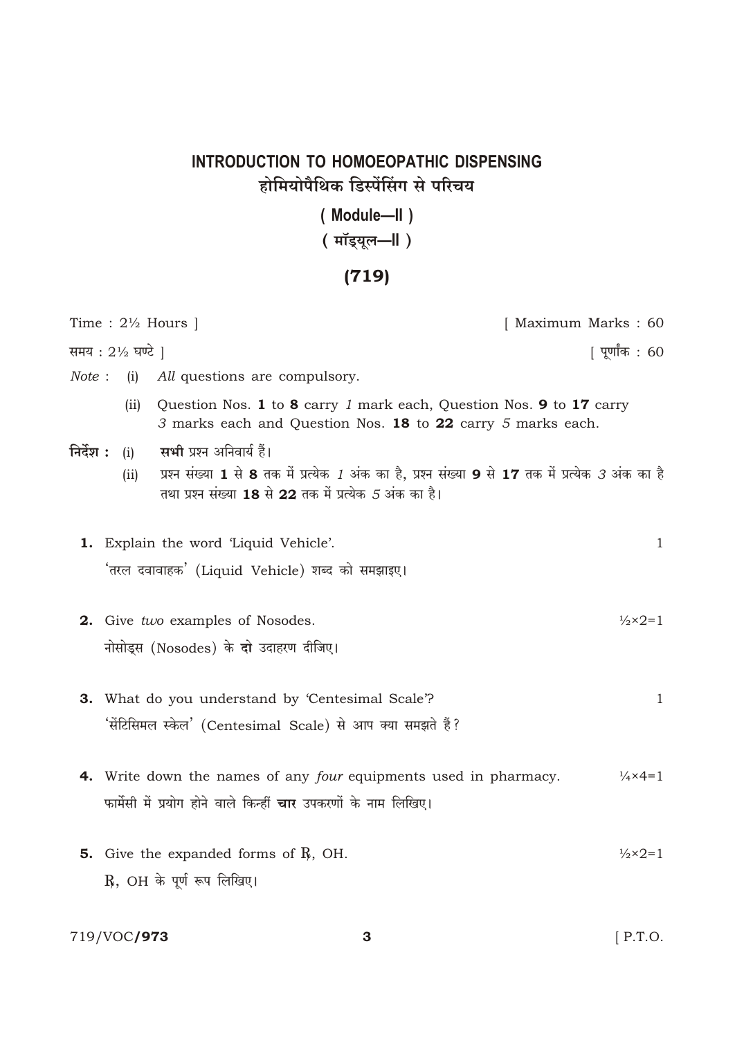# INTRODUCTION TO HOMOEOPATHIC DISPENSING

## होमियोपैथिक डिस्पेंसिंग से परिचय

### ( Module—II )

### ( मॉड्यूल—II )

### (719)

Time : 2½ Hours ] [ Maximum Marks : 60

समय : 2½ घण्टे ] [ पूर्णांक : 60

*Note* : (i) *All* questions are compulsory.

(ii) Question Nos. **1** to **8** carry *1* mark each, Question Nos. **9** to **17** carry *3* marks each and Question Nos. **18** to **22** carry *5* marks each.

**निर्देश :** (i) **सभी** प्रश्न अनिवार्य हैं।

(ii) प्रश्न संख्या **1** से **8** तक में प्रत्येक *1* अंक का है, प्रश्न संख्या **9** से **17** तक में प्रत्येक *3* अंक का है तथा प्रश्न संख्या **18** से **22** तक में प्रत्येक *5* अंक का है।

**1.** Explain the word 'Liquid Vehicle'. 1

'तरल दवावाहक' (Liquid Vehicle) शब्द को समझाइए।

**2.** Give *two* examples of Nosodes. ½×2=1

नोसोड्स (Nosodes) के **दो** उदाहरण दीजिए।

**3.** What do you understand by 'Centesimal Scale'? 1

'सेंटिसिमल स्केल' (Centesimal Scale) से आप क्या समझते हैं?

**4.** Write down the names of any *four* equipments used in pharmacy. ¼×4=1

फार्मेसी में प्रयोग होने वाले किन्हीं **चार** उपकरणों के नाम लिखिए।

**5.** Give the expanded forms of ℞, OH. ½×2=1

℞, OH के पूर्ण रूप लिखिए।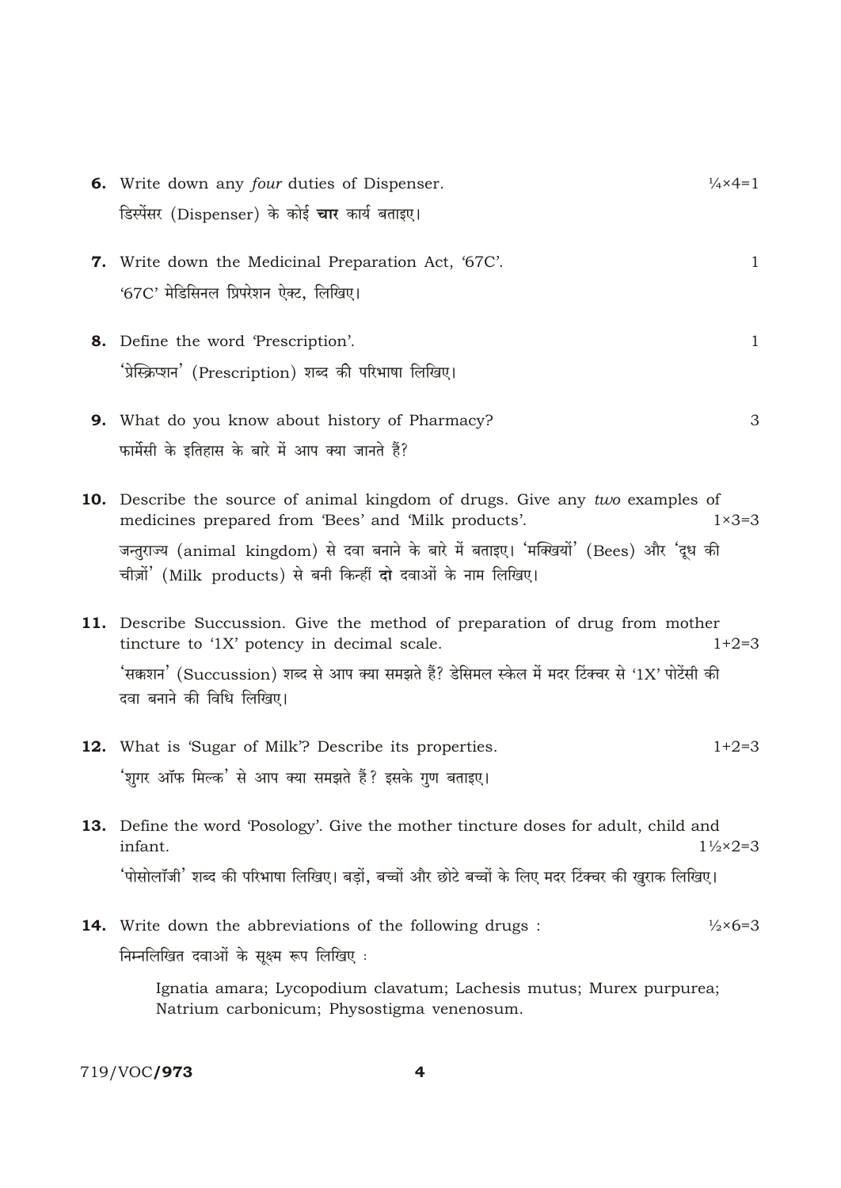**6.** Write down any *four* duties of Dispenser. $\frac{1}{4}\times4=1$

डिस्पेंसर (Dispenser) के कोई **चार** कार्य बताइए।

**7.** Write down the Medicinal Preparation Act, '67C'. 1

'67C' मेडिसिनल प्रिपरेशन ऐक्ट, लिखिए।

**8.** Define the word 'Prescription'. 1

'प्रेस्क्रिप्शन' (Prescription) शब्द की परिभाषा लिखिए।

**9.** What do you know about history of Pharmacy? 3

फार्मेसी के इतिहास के बारे में आप क्या जानते हैं?

**10.** Describe the source of animal kingdom of drugs. Give any *two* examples of medicines prepared from 'Bees' and 'Milk products'. $1\times3=3$

जन्तुराज्य (animal kingdom) से दवा बनाने के बारे में बताइए। 'मक्खियों' (Bees) और 'दूध की चीज़ों' (Milk products) से बनी किन्हीं **दो** दवाओं के नाम लिखिए।

**11.** Describe Succussion. Give the method of preparation of drug from mother tincture to '1X' potency in decimal scale. $1+2=3$

'सक्शन' (Succussion) शब्द से आप क्या समझते हैं? डेसिमल स्केल में मदर टिंक्चर से '1X' पोटेंसी की दवा बनाने की विधि लिखिए।

**12.** What is 'Sugar of Milk'? Describe its properties. $1+2=3$

'शुगर ऑफ मिल्क' से आप क्या समझते हैं? इसके गुण बताइए।

**13.** Define the word 'Posology'. Give the mother tincture doses for adult, child and infant. $1\frac{1}{2}\times2=3$

'पोसोलॉजी' शब्द की परिभाषा लिखिए। बड़ों, बच्चों और छोटे बच्चों के लिए मदर टिंक्चर की खुराक लिखिए।

**14.** Write down the abbreviations of the following drugs : $\frac{1}{2}\times6=3$

निम्नलिखित दवाओं के सूक्ष्म रूप लिखिए :

Ignatia amara; Lycopodium clavatum; Lachesis mutus; Murex purpurea; Natrium carbonicum; Physostigma venenosum.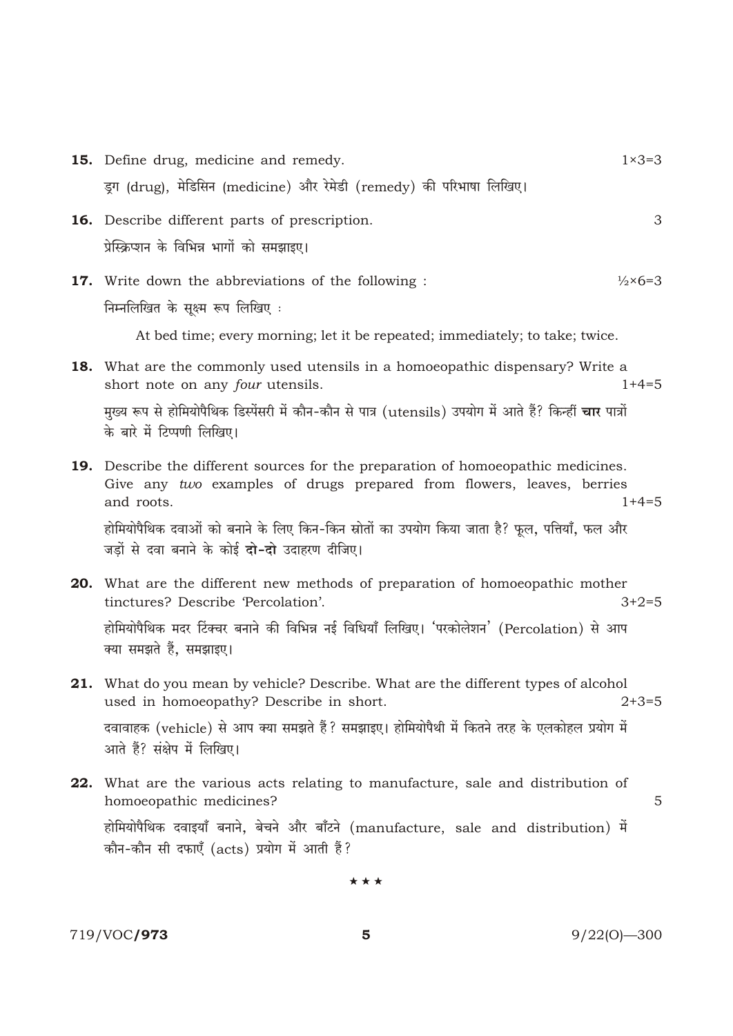**15.** Define drug, medicine and remedy. $1 \times 3 = 3$

ड्रग (drug), मेडिसिन (medicine) और रेमेडी (remedy) की परिभाषा लिखिए।

**16.** Describe different parts of prescription. 3

प्रेस्क्रिप्शन के विभिन्न भागों को समझाइए।

**17.** Write down the abbreviations of the following : $\frac{1}{2} \times 6 = 3$

निम्नलिखित के सूक्ष्म रूप लिखिए :

At bed time; every morning; let it be repeated; immediately; to take; twice.

**18.** What are the commonly used utensils in a homoeopathic dispensary? Write a short note on any *four* utensils. 1+4=5

मुख्य रूप से होमियोपैथिक डिस्पेंसरी में कौन-कौन से पात्र (utensils) उपयोग में आते हैं? किन्हीं **चार** पात्रों के बारे में टिप्पणी लिखिए।

**19.** Describe the different sources for the preparation of homoeopathic medicines. Give any *two* examples of drugs prepared from flowers, leaves, berries and roots. 1+4=5

होमियोपैथिक दवाओं को बनाने के लिए किन-किन स्रोतों का उपयोग किया जाता है? फूल, पत्तियाँ, फल और जड़ों से दवा बनाने के कोई **दो-दो** उदाहरण दीजिए।

**20.** What are the different new methods of preparation of homoeopathic mother tinctures? Describe 'Percolation'. 3+2=5

होमियोपैथिक मदर टिंक्चर बनाने की विभिन्न नई विधियाँ लिखिए। 'परकोलेशन' (Percolation) से आप क्या समझते हैं, समझाइए।

**21.** What do you mean by vehicle? Describe. What are the different types of alcohol used in homoeopathy? Describe in short. 2+3=5

दवावाहक (vehicle) से आप क्या समझते हैं? समझाइए। होमियोपैथी में कितने तरह के एलकोहल प्रयोग में आते हैं? संक्षेप में लिखिए।

**22.** What are the various acts relating to manufacture, sale and distribution of homoeopathic medicines? 5

होमियोपैथिक दवाइयाँ बनाने, बेचने और बाँटने (manufacture, sale and distribution) में कौन-कौन सी दफाएँ (acts) प्रयोग में आती हैं?

★ ★ ★

719/VOC/**973** 9/22(O)—300